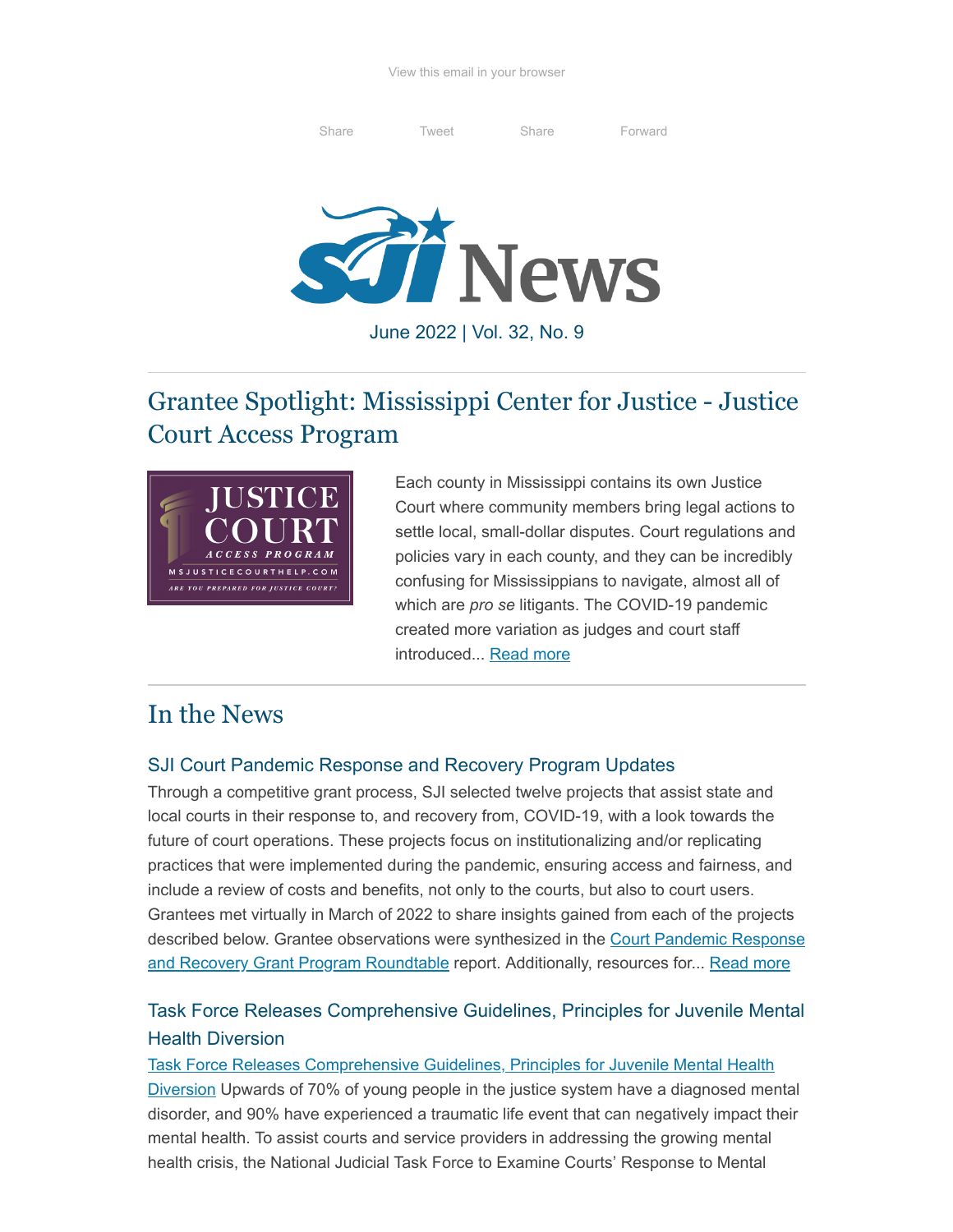View this email in your browser

Share Tweet Share Forward

# SJI News

June 2022 | Vol. 32, No. 9

## Grantee Spotlight: Mississippi Center for Justice - Justice Court Access Program

Each county in Mississippi contains its own Justice Court where community members bring legal actions to settle local, small-dollar disputes. Court regulations and policies vary in each county, and they can be incredibly confusing for Mississippians to navigate, almost all of which are *pro se* litigants. The COVID-19 pandemic created more variation as judges and court staff introduced... [Read more]

## In the News

### SJI Court Pandemic Response and Recovery Program Updates

Through a competitive grant process, SJI selected twelve projects that assist state and local courts in their response to, and recovery from, COVID-19, with a look towards the future of court operations. These projects focus on institutionalizing and/or replicating practices that were implemented during the pandemic, ensuring access and fairness, and include a review of costs and benefits, not only to the courts, but also to court users. Grantees met virtually in March of 2022 to share insights gained from each of the projects described below. Grantee observations were synthesized in the [Court Pandemic Response and Recovery Grant Program Roundtable] report. Additionally, resources for... [Read more]

### Task Force Releases Comprehensive Guidelines, Principles for Juvenile Mental Health Diversion

[Task Force Releases Comprehensive Guidelines, Principles for Juvenile Mental Health Diversion] Upwards of 70% of young people in the justice system have a diagnosed mental disorder, and 90% have experienced a traumatic life event that can negatively impact their mental health. To assist courts and service providers in addressing the growing mental health crisis, the National Judicial Task Force to Examine Courts' Response to Mental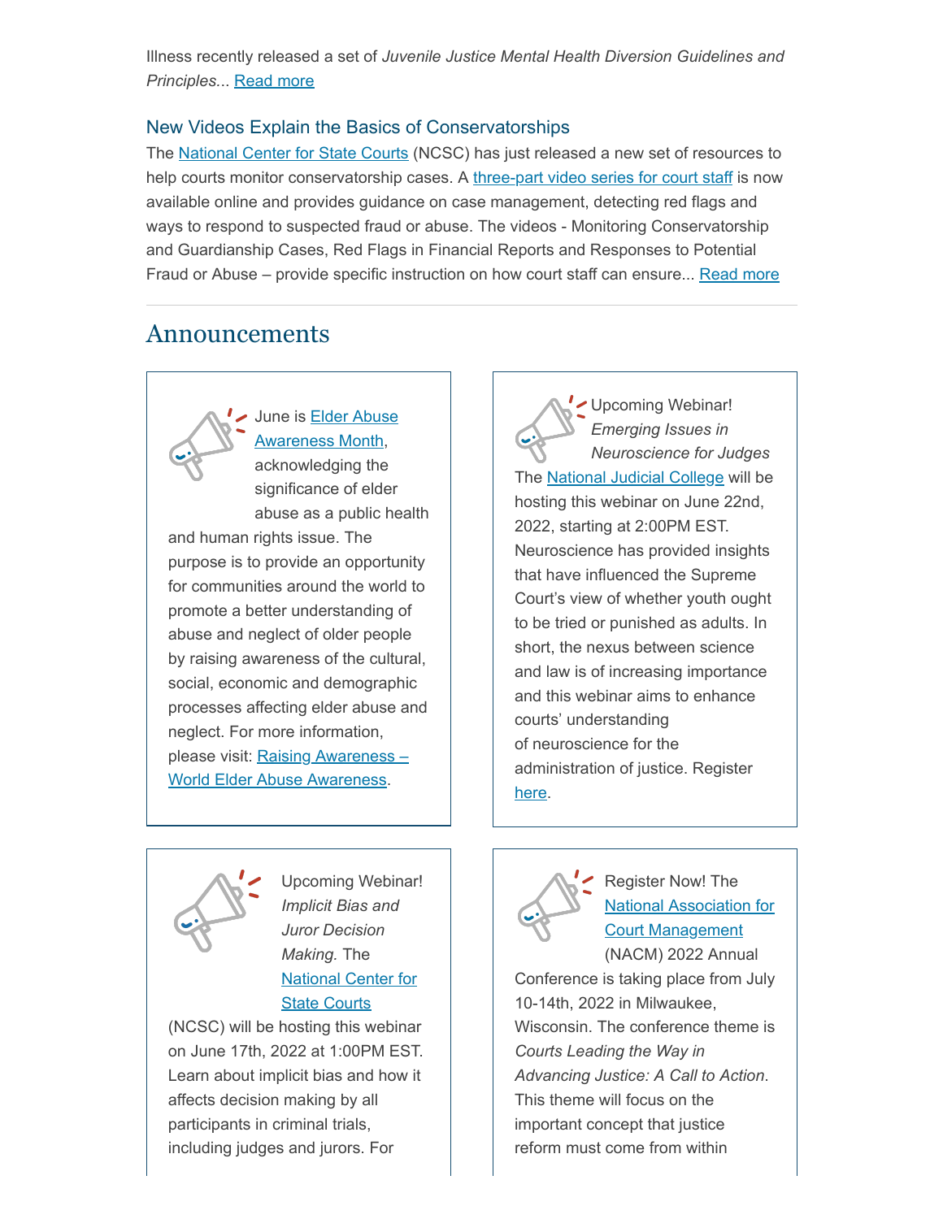Illness recently released a set of *Juvenile Justice Mental Health Diversion Guidelines and Principles*... Read more

### New Videos Explain the Basics of Conservatorships

The National Center for State Courts (NCSC) has just released a new set of resources to help courts monitor conservatorship cases. A three-part video series for court staff is now available online and provides guidance on case management, detecting red flags and ways to respond to suspected fraud or abuse. The videos - Monitoring Conservatorship and Guardianship Cases, Red Flags in Financial Reports and Responses to Potential Fraud or Abuse – provide specific instruction on how court staff can ensure... Read more

## Announcements

June is Elder Abuse Awareness Month, acknowledging the significance of elder abuse as a public health and human rights issue. The purpose is to provide an opportunity for communities around the world to promote a better understanding of abuse and neglect of older people by raising awareness of the cultural, social, economic and demographic processes affecting elder abuse and neglect. For more information, please visit: Raising Awareness – World Elder Abuse Awareness.

Upcoming Webinar! *Emerging Issues in Neuroscience for Judges*
The National Judicial College will be hosting this webinar on June 22nd, 2022, starting at 2:00PM EST. Neuroscience has provided insights that have influenced the Supreme Court's view of whether youth ought to be tried or punished as adults. In short, the nexus between science and law is of increasing importance and this webinar aims to enhance courts' understanding of neuroscience for the administration of justice. Register here.

Upcoming Webinar! *Implicit Bias and Juror Decision Making*. The National Center for State Courts (NCSC) will be hosting this webinar on June 17th, 2022 at 1:00PM EST. Learn about implicit bias and how it affects decision making by all participants in criminal trials, including judges and jurors. For

Register Now! The National Association for Court Management (NACM) 2022 Annual Conference is taking place from July 10-14th, 2022 in Milwaukee, Wisconsin. The conference theme is *Courts Leading the Way in Advancing Justice: A Call to Action*. This theme will focus on the important concept that justice reform must come from within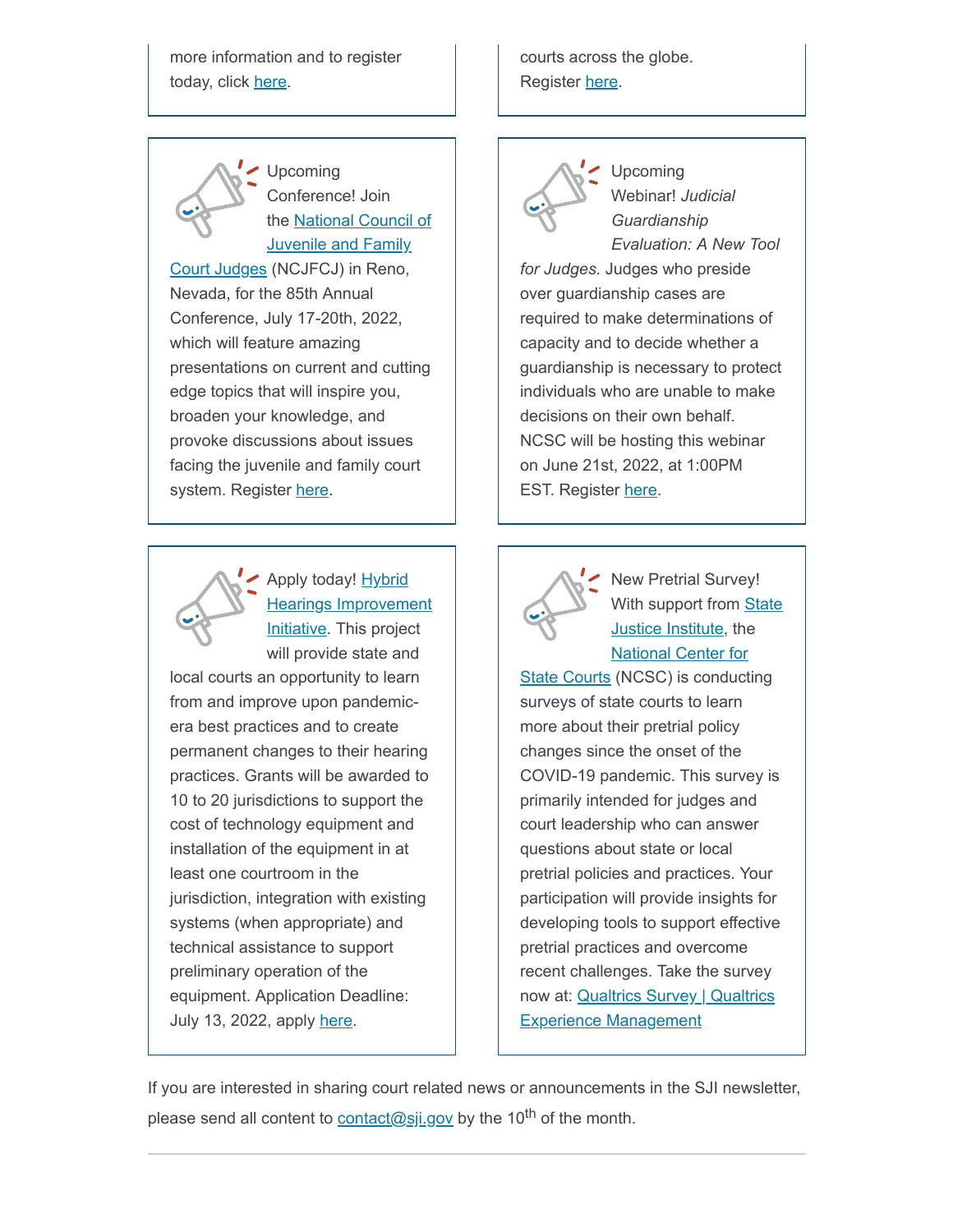more information and to register today, click [here](#).

courts across the globe. Register [here](#).

Upcoming Conference! Join the [National Council of Juvenile and Family Court Judges](#) (NCJFCJ) in Reno, Nevada, for the 85th Annual Conference, July 17-20th, 2022, which will feature amazing presentations on current and cutting edge topics that will inspire you, broaden your knowledge, and provoke discussions about issues facing the juvenile and family court system. Register [here](#).

Upcoming Webinar! *Judicial Guardianship Evaluation: A New Tool for Judges.* Judges who preside over guardianship cases are required to make determinations of capacity and to decide whether a guardianship is necessary to protect individuals who are unable to make decisions on their own behalf. NCSC will be hosting this webinar on June 21st, 2022, at 1:00PM EST. Register [here](#).

Apply today! [Hybrid Hearings Improvement Initiative](#). This project will provide state and local courts an opportunity to learn from and improve upon pandemic-era best practices and to create permanent changes to their hearing practices. Grants will be awarded to 10 to 20 jurisdictions to support the cost of technology equipment and installation of the equipment in at least one courtroom in the jurisdiction, integration with existing systems (when appropriate) and technical assistance to support preliminary operation of the equipment. Application Deadline: July 13, 2022, apply [here](#).

New Pretrial Survey! With support from [State Justice Institute](#), the [National Center for State Courts](#) (NCSC) is conducting surveys of state courts to learn more about their pretrial policy changes since the onset of the COVID-19 pandemic. This survey is primarily intended for judges and court leadership who can answer questions about state or local pretrial policies and practices. Your participation will provide insights for developing tools to support effective pretrial practices and overcome recent challenges. Take the survey now at: [Qualtrics Survey | Qualtrics Experience Management](#)

If you are interested in sharing court related news or announcements in the SJI newsletter, please send all content to [contact@sji.gov](mailto:contact@sji.gov) by the 10th of the month.

---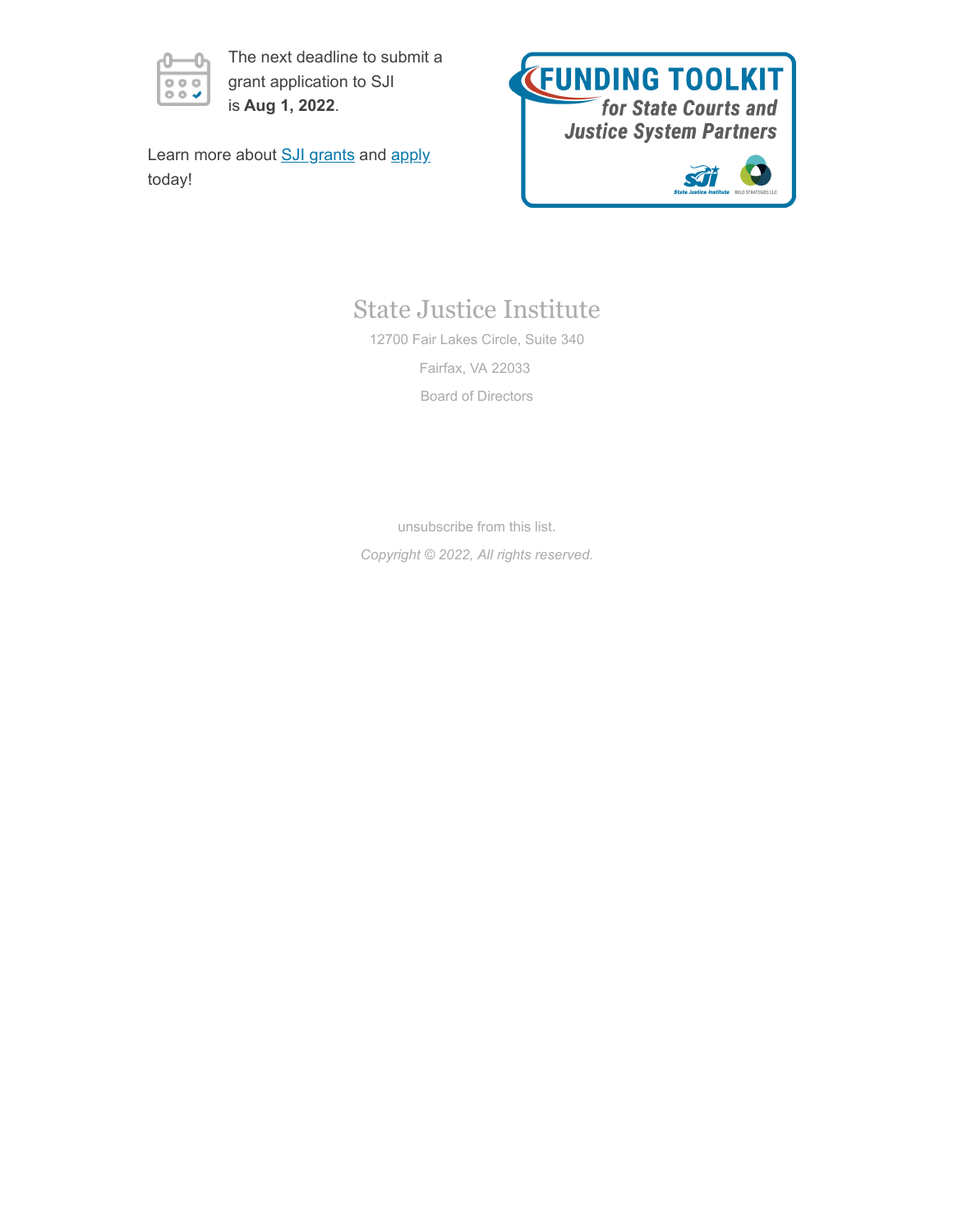The next deadline to submit a grant application to SJI is **Aug 1, 2022**.

Learn more about SJI grants and apply today!

FUNDING TOOLKIT

for State Courts and Justice System Partners

State Justice Institute

12700 Fair Lakes Circle, Suite 340

Fairfax, VA 22033

Board of Directors

unsubscribe from this list.

*Copyright © 2022, All rights reserved.*